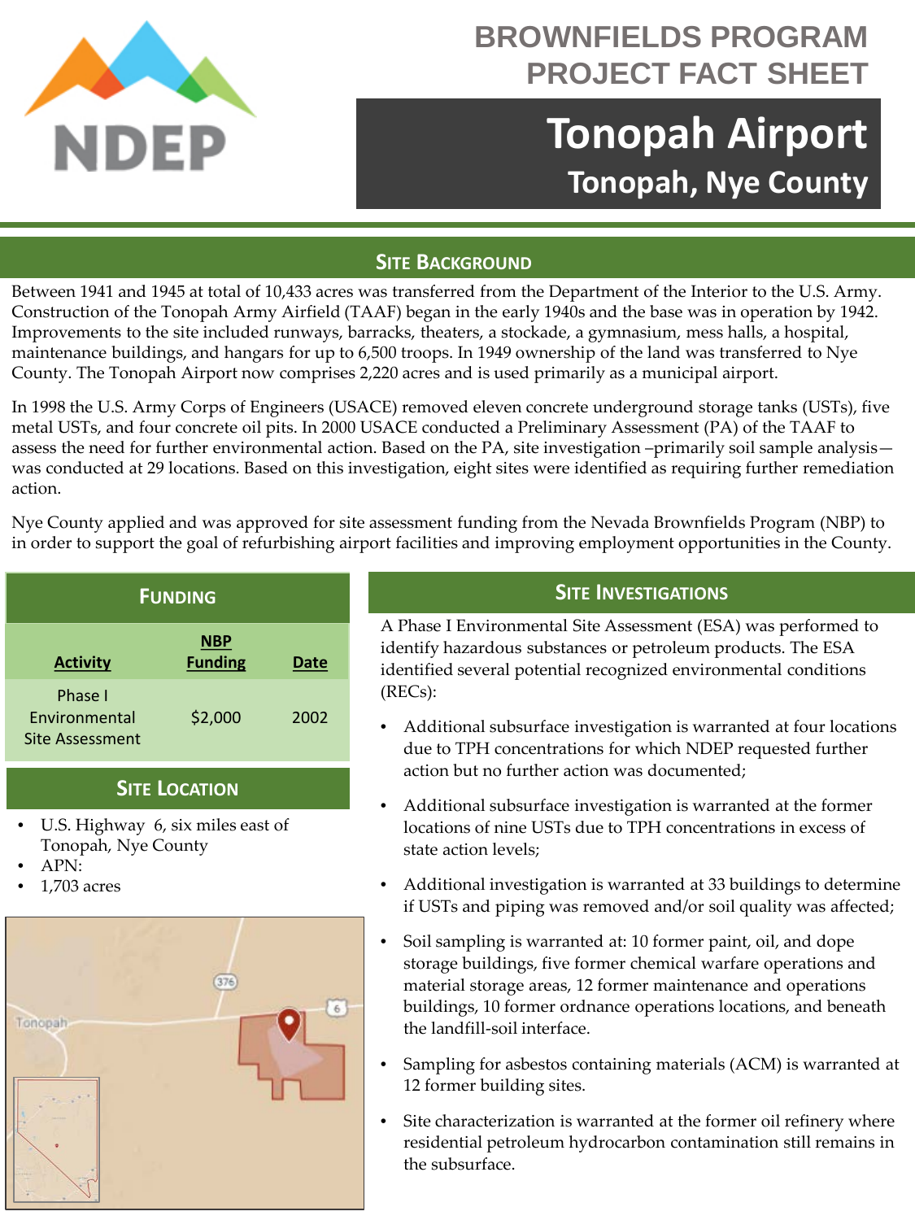# BROWNFIELDS PROGRAM PROJECT FACT SHEET

# Tonopah Airport

## Tonopah, Nye County

## SITE BACKGROUND

Between 1941 and 1945 at total of 10,433 acres was transferred from the Department of the Interior to the U.S. Army. Construction of the Tonopah Army Airfield (TAAF) began in the early 1940s and the base was in operation by 1942. Improvements to the site included runways, barracks, theaters, a stockade, a gymnasium, mess halls, a hospital, maintenance buildings, and hangars for up to 6,500 troops. In 1949 ownership of the land was transferred to Nye County. The Tonopah Airport now comprises 2,220 acres and is used primarily as a municipal airport.

In 1998 the U.S. Army Corps of Engineers (USACE) removed eleven concrete underground storage tanks (USTs), five metal USTs, and four concrete oil pits. In 2000 USACE conducted a Preliminary Assessment (PA) of the TAAF to assess the need for further environmental action. Based on the PA, site investigation –primarily soil sample analysis—was conducted at 29 locations. Based on this investigation, eight sites were identified as requiring further remediation action.

Nye County applied and was approved for site assessment funding from the Nevada Brownfields Program (NBP) to in order to support the goal of refurbishing airport facilities and improving employment opportunities in the County.

## FUNDING

| Activity | NBP Funding | Date |
|---|---|---|
| Phase I Environmental Site Assessment | $2,000 | 2002 |

## SITE LOCATION

- U.S. Highway 6, six miles east of Tonopah, Nye County
- APN:
- 1,703 acres

## SITE INVESTIGATIONS

A Phase I Environmental Site Assessment (ESA) was performed to identify hazardous substances or petroleum products. The ESA identified several potential recognized environmental conditions (RECs):

- Additional subsurface investigation is warranted at four locations due to TPH concentrations for which NDEP requested further action but no further action was documented;
- Additional subsurface investigation is warranted at the former locations of nine USTs due to TPH concentrations in excess of state action levels;
- Additional investigation is warranted at 33 buildings to determine if USTs and piping was removed and/or soil quality was affected;
- Soil sampling is warranted at: 10 former paint, oil, and dope storage buildings, five former chemical warfare operations and material storage areas, 12 former maintenance and operations buildings, 10 former ordnance operations locations, and beneath the landfill-soil interface.
- Sampling for asbestos containing materials (ACM) is warranted at 12 former building sites.
- Site characterization is warranted at the former oil refinery where residential petroleum hydrocarbon contamination still remains in the subsurface.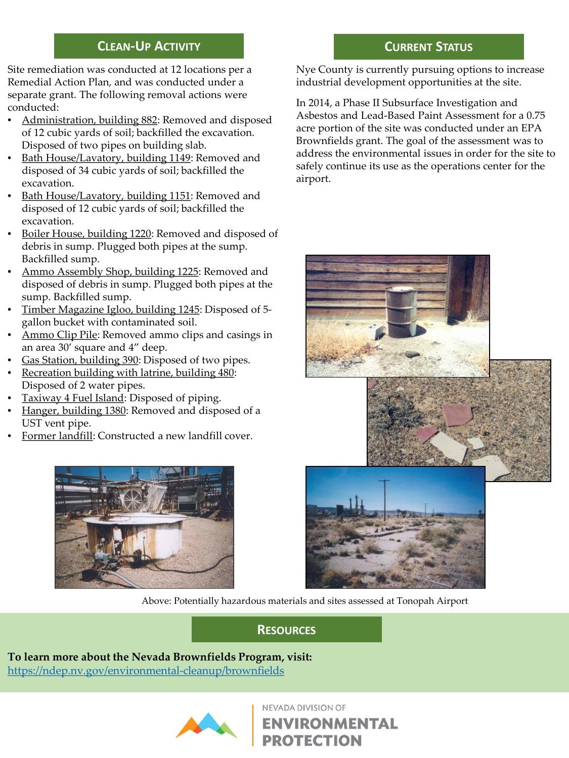## Clean-Up Activity

Site remediation was conducted at 12 locations per a Remedial Action Plan, and was conducted under a separate grant. The following removal actions were conducted:

- Administration, building 882: Removed and disposed of 12 cubic yards of soil; backfilled the excavation. Disposed of two pipes on building slab.
- Bath House/Lavatory, building 1149: Removed and disposed of 34 cubic yards of soil; backfilled the excavation.
- Bath House/Lavatory, building 1151: Removed and disposed of 12 cubic yards of soil; backfilled the excavation.
- Boiler House, building 1220: Removed and disposed of debris in sump. Plugged both pipes at the sump. Backfilled sump.
- Ammo Assembly Shop, building 1225: Removed and disposed of debris in sump. Plugged both pipes at the sump. Backfilled sump.
- Timber Magazine Igloo, building 1245: Disposed of 5-gallon bucket with contaminated soil.
- Ammo Clip Pile: Removed ammo clips and casings in an area 30' square and 4" deep.
- Gas Station, building 390: Disposed of two pipes.
- Recreation building with latrine, building 480: Disposed of 2 water pipes.
- Taxiway 4 Fuel Island: Disposed of piping.
- Hanger, building 1380: Removed and disposed of a UST vent pipe.
- Former landfill: Constructed a new landfill cover.

## Current Status

Nye County is currently pursuing options to increase industrial development opportunities at the site.

In 2014, a Phase II Subsurface Investigation and Asbestos and Lead-Based Paint Assessment for a 0.75 acre portion of the site was conducted under an EPA Brownfields grant. The goal of the assessment was to address the environmental issues in order for the site to safely continue its use as the operations center for the airport.

Above: Potentially hazardous materials and sites assessed at Tonopah Airport

## Resources

**To learn more about the Nevada Brownfields Program, visit:**
https://ndep.nv.gov/environmental-cleanup/brownfields

NEVADA DIVISION OF ENVIRONMENTAL PROTECTION